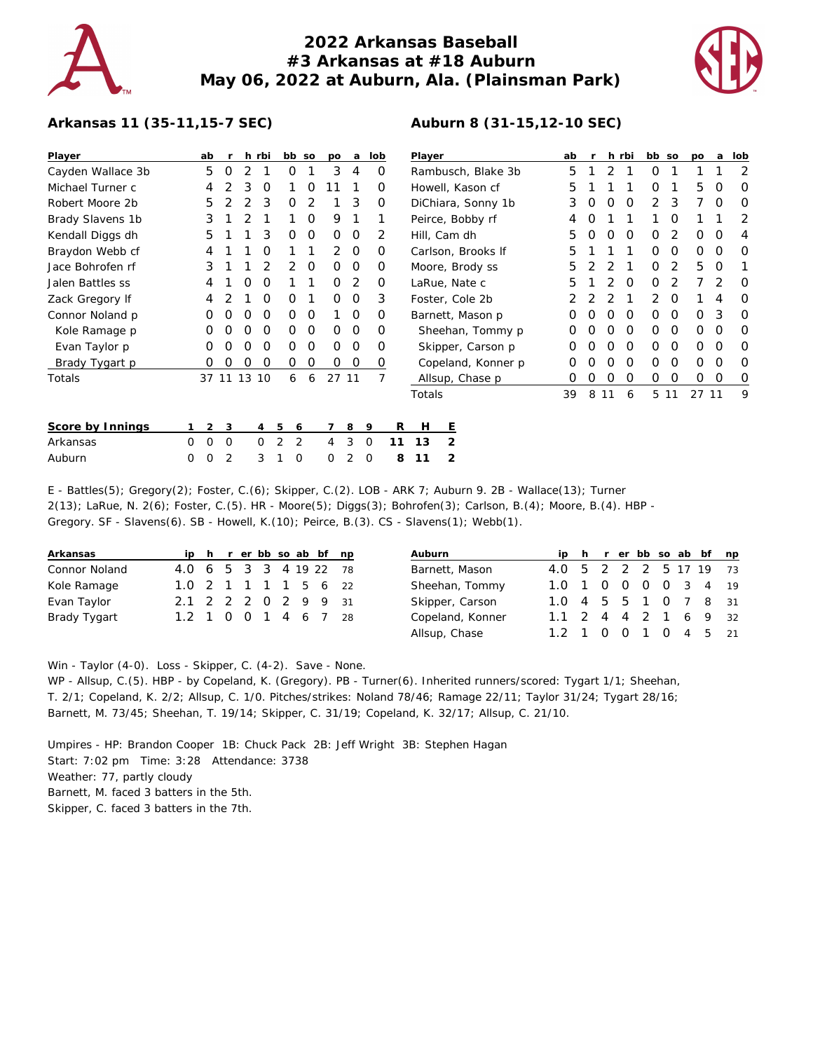# 2022 Arkansas Baseball
# #3 Arkansas at #18 Auburn
# May 06, 2022 at Auburn, Ala. (Plainsman Park)

## Arkansas 11 (35-11,15-7 SEC)

| Player | ab | r | h | rbi | bb | so | po | a | lob |
|---|---|---|---|---|---|---|---|---|---|
| Cayden Wallace 3b | 5 | 0 | 2 | 1 | 0 | 1 | 3 | 4 | 0 |
| Michael Turner c | 4 | 2 | 3 | 0 | 1 | 0 | 11 | 1 | 0 |
| Robert Moore 2b | 5 | 2 | 2 | 3 | 0 | 2 | 1 | 3 | 0 |
| Brady Slavens 1b | 3 | 1 | 2 | 1 | 1 | 0 | 9 | 1 | 1 |
| Kendall Diggs dh | 5 | 1 | 1 | 3 | 0 | 0 | 0 | 0 | 2 |
| Braydon Webb cf | 4 | 1 | 1 | 0 | 1 | 1 | 2 | 0 | 0 |
| Jace Bohrofen rf | 3 | 1 | 1 | 2 | 2 | 0 | 0 | 0 | 0 |
| Jalen Battles ss | 4 | 1 | 0 | 0 | 1 | 1 | 0 | 2 | 0 |
| Zack Gregory lf | 4 | 2 | 1 | 0 | 0 | 1 | 0 | 0 | 3 |
| Connor Noland p | 0 | 0 | 0 | 0 | 0 | 0 | 1 | 0 | 0 |
| Kole Ramage p | 0 | 0 | 0 | 0 | 0 | 0 | 0 | 0 | 0 |
| Evan Taylor p | 0 | 0 | 0 | 0 | 0 | 0 | 0 | 0 | 0 |
| Brady Tygart p | 0 | 0 | 0 | 0 | 0 | 0 | 0 | 0 | 0 |
| Totals | 37 | 11 | 13 | 10 | 6 | 6 | 27 | 11 | 7 |

## Auburn 8 (31-15,12-10 SEC)

| Player | ab | r | h | rbi | bb | so | po | a | lob |
|---|---|---|---|---|---|---|---|---|---|
| Rambusch, Blake 3b | 5 | 1 | 2 | 1 | 0 | 1 | 1 | 1 | 2 |
| Howell, Kason cf | 5 | 1 | 1 | 1 | 0 | 1 | 5 | 0 | 0 |
| DiChiara, Sonny 1b | 3 | 0 | 0 | 0 | 2 | 3 | 7 | 0 | 0 |
| Peirce, Bobby rf | 4 | 0 | 1 | 1 | 1 | 0 | 1 | 1 | 2 |
| Hill, Cam dh | 5 | 0 | 0 | 0 | 0 | 2 | 0 | 0 | 4 |
| Carlson, Brooks lf | 5 | 1 | 1 | 1 | 0 | 0 | 0 | 0 | 0 |
| Moore, Brody ss | 5 | 2 | 2 | 1 | 0 | 2 | 5 | 0 | 1 |
| LaRue, Nate c | 5 | 1 | 2 | 0 | 0 | 2 | 7 | 2 | 0 |
| Foster, Cole 2b | 2 | 2 | 2 | 1 | 2 | 0 | 1 | 4 | 0 |
| Barnett, Mason p | 0 | 0 | 0 | 0 | 0 | 0 | 0 | 3 | 0 |
| Sheehan, Tommy p | 0 | 0 | 0 | 0 | 0 | 0 | 0 | 0 | 0 |
| Skipper, Carson p | 0 | 0 | 0 | 0 | 0 | 0 | 0 | 0 | 0 |
| Copeland, Konner p | 0 | 0 | 0 | 0 | 0 | 0 | 0 | 0 | 0 |
| Allsup, Chase p | 0 | 0 | 0 | 0 | 0 | 0 | 0 | 0 | 0 |
| Totals | 39 | 8 | 11 | 6 | 5 | 11 | 27 | 11 | 9 |

| Score by Innings | 1 | 2 | 3 | 4 | 5 | 6 | 7 | 8 | 9 | R | H | E |
|---|---|---|---|---|---|---|---|---|---|---|---|---|
| Arkansas | 0 | 0 | 0 | 0 | 2 | 2 | 4 | 3 | 0 | 11 | 13 | 2 |
| Auburn | 0 | 0 | 2 | 3 | 1 | 0 | 0 | 2 | 0 | 8 | 11 | 2 |

E - Battles(5); Gregory(2); Foster, C.(6); Skipper, C.(2). LOB - ARK 7; Auburn 9. 2B - Wallace(13); Turner 2(13); LaRue, N. 2(6); Foster, C.(5). HR - Moore(5); Diggs(3); Bohrofen(3); Carlson, B.(4); Moore, B.(4). HBP - Gregory. SF - Slavens(6). SB - Howell, K.(10); Peirce, B.(3). CS - Slavens(1); Webb(1).

| Arkansas | ip | h | r | er | bb | so | ab | bf | np |
|---|---|---|---|---|---|---|---|---|---|
| Connor Noland | 4.0 | 6 | 5 | 3 | 3 | 4 | 19 | 22 | 78 |
| Kole Ramage | 1.0 | 2 | 1 | 1 | 1 | 1 | 5 | 6 | 22 |
| Evan Taylor | 2.1 | 2 | 2 | 2 | 0 | 2 | 9 | 9 | 31 |
| Brady Tygart | 1.2 | 1 | 0 | 0 | 1 | 4 | 6 | 7 | 28 |

| Auburn | ip | h | r | er | bb | so | ab | bf | np |
|---|---|---|---|---|---|---|---|---|---|
| Barnett, Mason | 4.0 | 5 | 2 | 2 | 2 | 5 | 17 | 19 | 73 |
| Sheehan, Tommy | 1.0 | 1 | 0 | 0 | 0 | 0 | 3 | 4 | 19 |
| Skipper, Carson | 1.0 | 4 | 5 | 5 | 1 | 0 | 7 | 8 | 31 |
| Copeland, Konner | 1.1 | 2 | 4 | 4 | 2 | 1 | 6 | 9 | 32 |
| Allsup, Chase | 1.2 | 1 | 0 | 0 | 1 | 0 | 4 | 5 | 21 |

Win - Taylor (4-0). Loss - Skipper, C. (4-2). Save - None.
WP - Allsup, C.(5). HBP - by Copeland, K. (Gregory). PB - Turner(6). Inherited runners/scored: Tygart 1/1; Sheehan, T. 2/1; Copeland, K. 2/2; Allsup, C. 1/0. Pitches/strikes: Noland 78/46; Ramage 22/11; Taylor 31/24; Tygart 28/16; Barnett, M. 73/45; Sheehan, T. 19/14; Skipper, C. 31/19; Copeland, K. 32/17; Allsup, C. 21/10.

Umpires - HP: Brandon Cooper 1B: Chuck Pack 2B: Jeff Wright 3B: Stephen Hagan
Start: 7:02 pm Time: 3:28 Attendance: 3738
Weather: 77, partly cloudy
Barnett, M. faced 3 batters in the 5th.
Skipper, C. faced 3 batters in the 7th.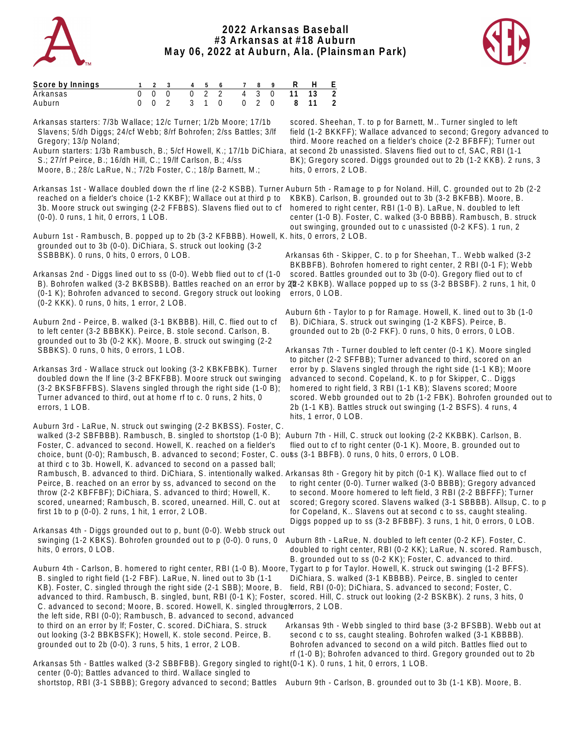# 2022 Arkansas Baseball
## #3 Arkansas at #18 Auburn
## May 06, 2022 at Auburn, Ala. (Plainsman Park)

| Score by Innings | 1 | 2 | 3 | 4 | 5 | 6 | 7 | 8 | 9 | R | H | E |
|---|---|---|---|---|---|---|---|---|---|---|---|---|
| Arkansas | 0 | 0 | 0 | 0 | 2 | 2 | 4 | 3 | 0 | 11 | 13 | 2 |
| Auburn | 0 | 0 | 2 | 3 | 1 | 0 | 0 | 2 | 0 | 8 | 11 | 2 |

Arkansas starters: 7/3b Wallace; 12/c Turner; 1/2b Moore; 17/1b Slavens; 5/dh Diggs; 24/cf Webb; 8/rf Bohrofen; 2/ss Battles; 3/lf Gregory; 13/p Noland;

Auburn starters: 1/3b Rambusch, B.; 5/cf Howell, K.; 17/1b DiChiara, S.; 27/rf Peirce, B.; 16/dh Hill, C.; 19/lf Carlson, B.; 4/ss Moore, B.; 28/c LaRue, N.; 7/2b Foster, C.; 18/p Barnett, M.;

Arkansas 1st - Wallace doubled down the rf line (2-2 KSBB). Turner reached on a fielder's choice (1-2 KKBF); Wallace out at third p to 3b. Moore struck out swinging (2-2 FFBBS). Slavens flied out to cf (0-0). 0 runs, 1 hit, 0 errors, 1 LOB.

Auburn 1st - Rambusch, B. popped up to 2b (3-2 KFBBB). Howell, K. grounded out to 3b (0-0). DiChiara, S. struck out looking (3-2 SSBBBK). 0 runs, 0 hits, 0 errors, 0 LOB.

Arkansas 2nd - Diggs lined out to ss (0-0). Webb flied out to cf (1-0 B). Bohrofen walked (3-2 BKBSBB). Battles reached on an error by 2b (0-1 K); Bohrofen advanced to second. Gregory struck out looking (0-2 KKK). 0 runs, 0 hits, 1 error, 2 LOB.

Auburn 2nd - Peirce, B. walked (3-1 BKBBB). Hill, C. flied out to cf to left center (3-2 BBBKK). Peirce, B. stole second. Carlson, B. grounded out to 3b (0-2 KK). Moore, B. struck out swinging (2-2 SBBKS). 0 runs, 0 hits, 0 errors, 1 LOB.

Arkansas 3rd - Wallace struck out looking (3-2 KBKFBBK). Turner doubled down the lf line (3-2 BFKFBB). Moore struck out swinging (3-2 BKSFBFFBS). Slavens singled through the right side (1-0 B); Turner advanced to third, out at home rf to c. 0 runs, 2 hits, 0 errors, 1 LOB.

Auburn 3rd - LaRue, N. struck out swinging (2-2 BKBSS). Foster, C. walked (3-2 SBFBBB). Rambusch, B. singled to shortstop (1-0 B); Foster, C. advanced to second. Howell, K. reached on a fielder's choice, bunt (0-0); Rambusch, B. advanced to second; Foster, C. out at third c to 3b. Howell, K. advanced to second on a passed ball; Rambusch, B. advanced to third. DiChiara, S. intentionally walked. Peirce, B. reached on an error by ss, advanced to second on the throw (2-2 KBFFBF); DiChiara, S. advanced to third; Howell, K. scored, unearned; Rambusch, B. scored, unearned. Hill, C. out at first 1b to p (0-0). 2 runs, 1 hit, 1 error, 2 LOB.

Arkansas 4th - Diggs grounded out to p, bunt (0-0). Webb struck out swinging (1-2 KBKS). Bohrofen grounded out to p (0-0). 0 runs, 0 hits, 0 errors, 0 LOB.

Auburn 4th - Carlson, B. homered to right center, RBI (1-0 B). Moore, B. singled to right field (1-2 FBF). LaRue, N. lined out to 3b (1-1 KB). Foster, C. singled through the right side (2-1 SBB); Moore, B. advanced to third. Rambusch, B. singled, bunt, RBI (0-1 K); Foster, C. advanced to second; Moore, B. scored. Howell, K. singled through the left side, RBI (0-0); Rambusch, B. advanced to second, advanced to third on an error by lf; Foster, C. scored. DiChiara, S. struck out looking (3-2 BBKBSFK); Howell, K. stole second. Peirce, B. grounded out to 2b (0-0). 3 runs, 5 hits, 1 error, 2 LOB.

Arkansas 5th - Battles walked (3-2 SBBFBB). Gregory singled to right center (0-0); Battles advanced to third. Wallace singled to shortstop, RBI (3-1 SBBB); Gregory advanced to second; Battles scored. Sheehan, T. to p for Barnett, M.. Turner singled to left field (1-2 BKKFF); Wallace advanced to second; Gregory advanced to third. Moore reached on a fielder's choice (2-2 BFBFF); Turner out at second 2b unassisted. Slavens flied out to cf, SAC, RBI (1-1 BK); Gregory scored. Diggs grounded out to 2b (1-2 KKB). 2 runs, 3 hits, 0 errors, 2 LOB.

Auburn 5th - Ramage to p for Noland. Hill, C. grounded out to 2b (2-2 KBKB). Carlson, B. grounded out to 3b (3-2 BKFBB). Moore, B. homered to right center, RBI (1-0 B). LaRue, N. doubled to left center (1-0 B). Foster, C. walked (3-0 BBBB). Rambusch, B. struck out swinging, grounded out to c unassisted (0-2 KFS). 1 run, 2 hits, 0 errors, 2 LOB.

Arkansas 6th - Skipper, C. to p for Sheehan, T.. Webb walked (3-2 BKBBFB). Bohrofen homered to right center, 2 RBI (0-1 F); Webb scored. Battles grounded out to 3b (0-0). Gregory flied out to cf (2-2 KBKB). Wallace popped up to ss (3-2 BBSBF). 2 runs, 1 hit, 0 errors, 0 LOB.

Auburn 6th - Taylor to p for Ramage. Howell, K. lined out to 3b (1-0 B). DiChiara, S. struck out swinging (1-2 KBFS). Peirce, B. grounded out to 2b (0-2 FKF). 0 runs, 0 hits, 0 errors, 0 LOB.

Arkansas 7th - Turner doubled to left center (0-1 K). Moore singled to pitcher (2-2 SFFBB); Turner advanced to third, scored on an error by p. Slavens singled through the right side (1-1 KB); Moore advanced to second. Copeland, K. to p for Skipper, C.. Diggs homered to right field, 3 RBI (1-1 KB); Slavens scored; Moore scored. Webb grounded out to 2b (1-2 FBK). Bohrofen grounded out to 2b (1-1 KB). Battles struck out swinging (1-2 BSFS). 4 runs, 4 hits, 1 error, 0 LOB.

Auburn 7th - Hill, C. struck out looking (2-2 KKBBK). Carlson, B. flied out to cf to right center (0-1 K). Moore, B. grounded out to ss (3-1 BBFB). 0 runs, 0 hits, 0 errors, 0 LOB.

Arkansas 8th - Gregory hit by pitch (0-1 K). Wallace flied out to cf to right center (0-0). Turner walked (3-0 BBBB); Gregory advanced to second. Moore homered to left field, 3 RBI (2-2 BBFFF); Turner scored; Gregory scored. Slavens walked (3-1 SBBBB). Allsup, C. to p for Copeland, K.. Slavens out at second c to ss, caught stealing. Diggs popped up to ss (3-2 BFBBF). 3 runs, 1 hit, 0 errors, 0 LOB.

Auburn 8th - LaRue, N. doubled to left center (0-2 KF). Foster, C. doubled to right center, RBI (0-2 KK); LaRue, N. scored. Rambusch, B. grounded out to ss (0-2 KK); Foster, C. advanced to third. Tygart to p for Taylor. Howell, K. struck out swinging (1-2 BFFS). DiChiara, S. walked (3-1 KBBBB). Peirce, B. singled to center field, RBI (0-0); DiChiara, S. advanced to second; Foster, C. scored. Hill, C. struck out looking (2-2 BSKBK). 2 runs, 3 hits, 0 errors, 2 LOB.

Arkansas 9th - Webb singled to third base (3-2 BFSBB). Webb out at second c to ss, caught stealing. Bohrofen walked (3-1 KBBBB). Bohrofen advanced to second on a wild pitch. Battles flied out to rf (1-0 B); Bohrofen advanced to third. Gregory grounded out to 2b (0-1 K). 0 runs, 1 hit, 0 errors, 1 LOB.

Auburn 9th - Carlson, B. grounded out to 3b (1-1 KB). Moore, B.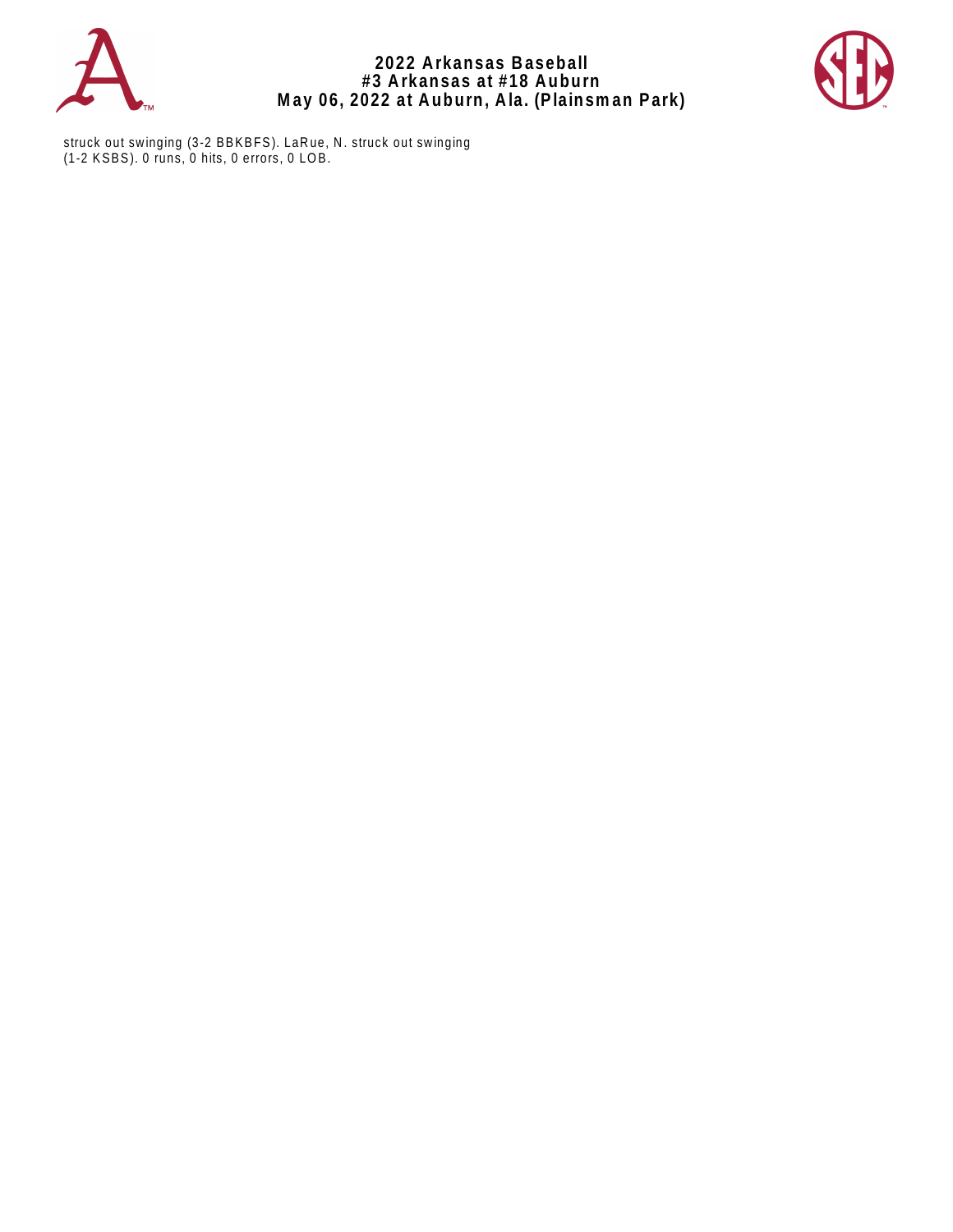struck out swinging (3-2 BBKBFS). LaRue, N. struck out swinging (1-2 KSBS). 0 runs, 0 hits, 0 errors, 0 LOB.